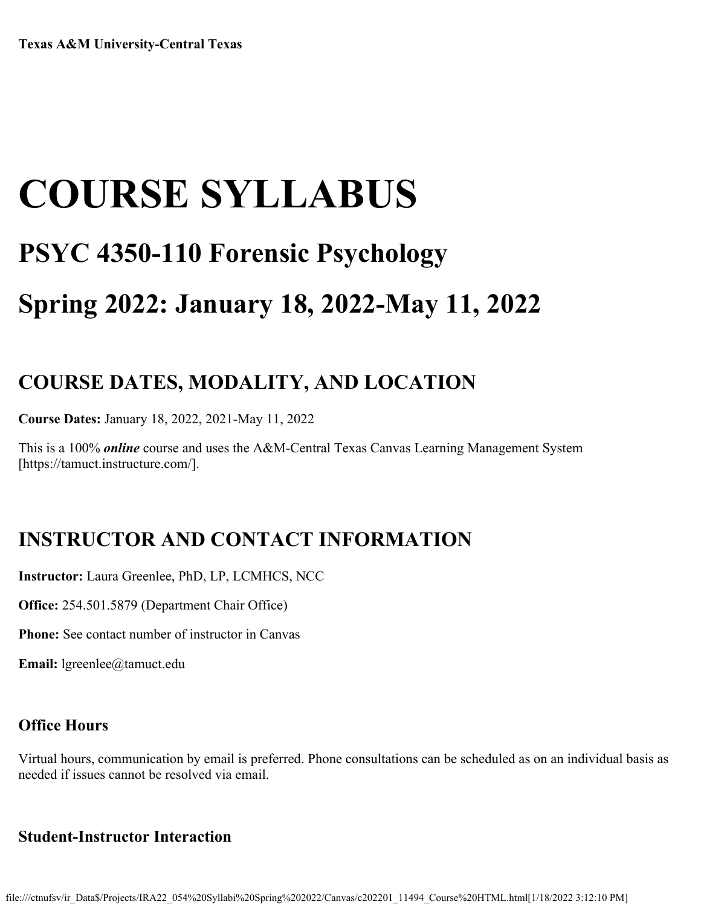**Texas A&M University-Central Texas**

# COURSE SYLLABUS

## PSYC 4350-110 Forensic Psychology

## Spring 2022: January 18, 2022-May 11, 2022

## COURSE DATES, MODALITY, AND LOCATION

**Course Dates:** January 18, 2022, 2021-May 11, 2022

This is a 100% ***online*** course and uses the A&M-Central Texas Canvas Learning Management System [https://tamuct.instructure.com/].

## INSTRUCTOR AND CONTACT INFORMATION

**Instructor:** Laura Greenlee, PhD, LP, LCMHCS, NCC

**Office:** 254.501.5879 (Department Chair Office)

**Phone:** See contact number of instructor in Canvas

**Email:** lgreenlee@tamuct.edu

### Office Hours

Virtual hours, communication by email is preferred. Phone consultations can be scheduled as on an individual basis as needed if issues cannot be resolved via email.

### Student-Instructor Interaction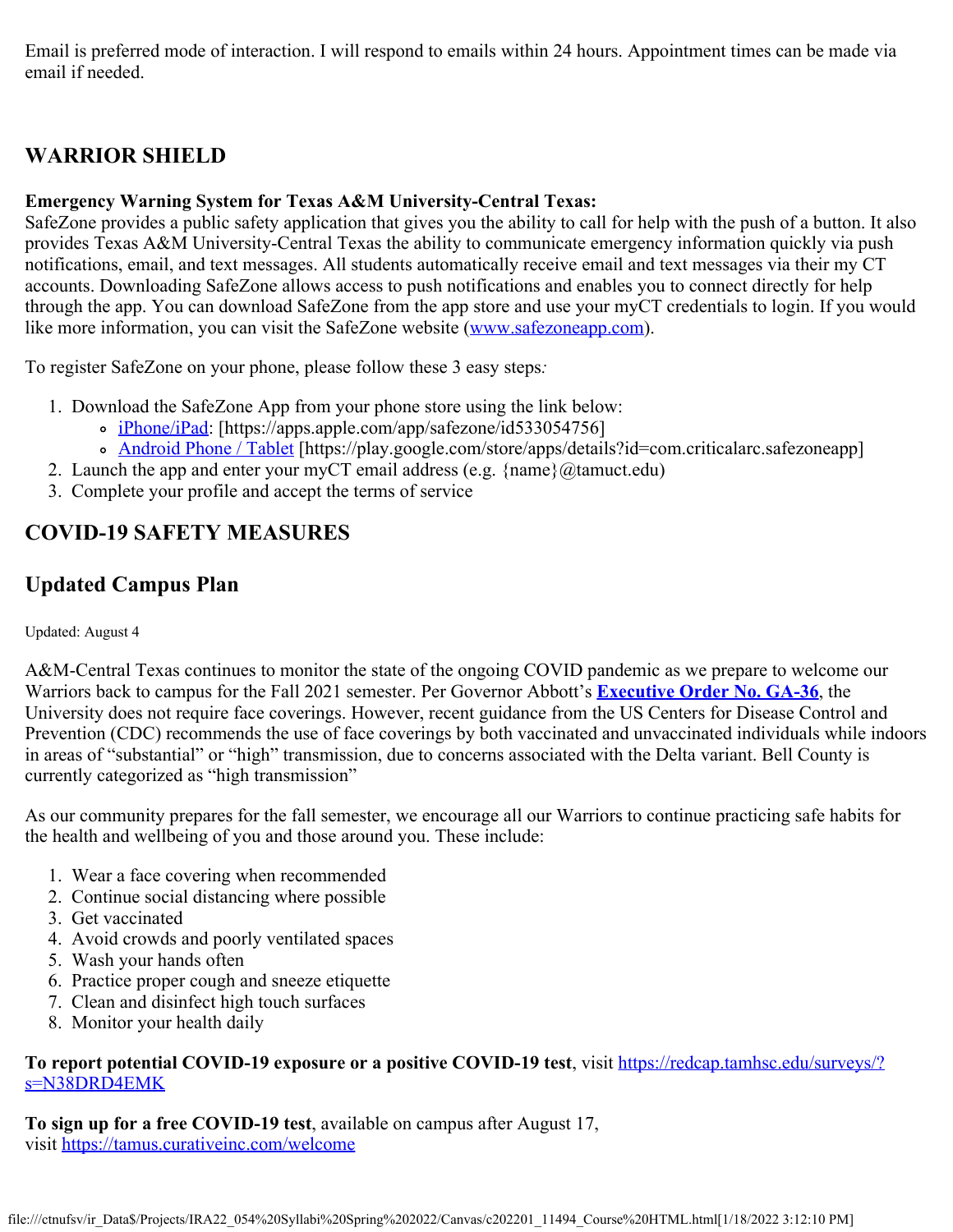Email is preferred mode of interaction. I will respond to emails within 24 hours. Appointment times can be made via email if needed.

## WARRIOR SHIELD

**Emergency Warning System for Texas A&M University-Central Texas:**
SafeZone provides a public safety application that gives you the ability to call for help with the push of a button. It also provides Texas A&M University-Central Texas the ability to communicate emergency information quickly via push notifications, email, and text messages. All students automatically receive email and text messages via their my CT accounts. Downloading SafeZone allows access to push notifications and enables you to connect directly for help through the app. You can download SafeZone from the app store and use your myCT credentials to login. If you would like more information, you can visit the SafeZone website (www.safezoneapp.com).

To register SafeZone on your phone, please follow these 3 easy steps*:*

1. Download the SafeZone App from your phone store using the link below:
   - iPhone/iPad: [https://apps.apple.com/app/safezone/id533054756]
   - Android Phone / Tablet [https://play.google.com/store/apps/details?id=com.criticalarc.safezoneapp]
2. Launch the app and enter your myCT email address (e.g. {name}@tamuct.edu)
3. Complete your profile and accept the terms of service

## COVID-19 SAFETY MEASURES

## Updated Campus Plan

Updated: August 4

A&M-Central Texas continues to monitor the state of the ongoing COVID pandemic as we prepare to welcome our Warriors back to campus for the Fall 2021 semester. Per Governor Abbott's **Executive Order No. GA-36**, the University does not require face coverings. However, recent guidance from the US Centers for Disease Control and Prevention (CDC) recommends the use of face coverings by both vaccinated and unvaccinated individuals while indoors in areas of "substantial" or "high" transmission, due to concerns associated with the Delta variant. Bell County is currently categorized as "high transmission"

As our community prepares for the fall semester, we encourage all our Warriors to continue practicing safe habits for the health and wellbeing of you and those around you. These include:

1. Wear a face covering when recommended
2. Continue social distancing where possible
3. Get vaccinated
4. Avoid crowds and poorly ventilated spaces
5. Wash your hands often
6. Practice proper cough and sneeze etiquette
7. Clean and disinfect high touch surfaces
8. Monitor your health daily

**To report potential COVID-19 exposure or a positive COVID-19 test**, visit https://redcap.tamhsc.edu/surveys/?s=N38DRD4EMK

**To sign up for a free COVID-19 test**, available on campus after August 17,
visit https://tamus.curativeinc.com/welcome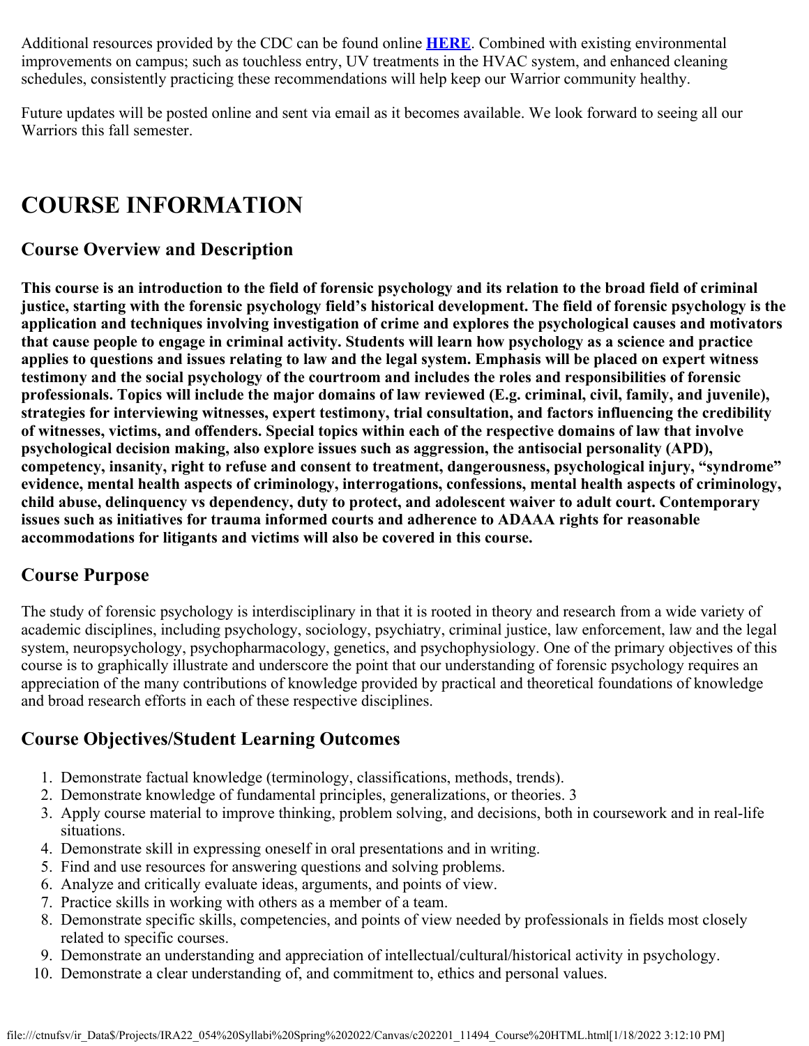Additional resources provided by the CDC can be found online **HERE**. Combined with existing environmental improvements on campus; such as touchless entry, UV treatments in the HVAC system, and enhanced cleaning schedules, consistently practicing these recommendations will help keep our Warrior community healthy.

Future updates will be posted online and sent via email as it becomes available. We look forward to seeing all our Warriors this fall semester.

# COURSE INFORMATION

## Course Overview and Description

**This course is an introduction to the field of forensic psychology and its relation to the broad field of criminal justice, starting with the forensic psychology field's historical development. The field of forensic psychology is the application and techniques involving investigation of crime and explores the psychological causes and motivators that cause people to engage in criminal activity. Students will learn how psychology as a science and practice applies to questions and issues relating to law and the legal system. Emphasis will be placed on expert witness testimony and the social psychology of the courtroom and includes the roles and responsibilities of forensic professionals. Topics will include the major domains of law reviewed (E.g. criminal, civil, family, and juvenile), strategies for interviewing witnesses, expert testimony, trial consultation, and factors influencing the credibility of witnesses, victims, and offenders. Special topics within each of the respective domains of law that involve psychological decision making, also explore issues such as aggression, the antisocial personality (APD), competency, insanity, right to refuse and consent to treatment, dangerousness, psychological injury, "syndrome" evidence, mental health aspects of criminology, interrogations, confessions, mental health aspects of criminology, child abuse, delinquency vs dependency, duty to protect, and adolescent waiver to adult court. Contemporary issues such as initiatives for trauma informed courts and adherence to ADAAA rights for reasonable accommodations for litigants and victims will also be covered in this course.**

## Course Purpose

The study of forensic psychology is interdisciplinary in that it is rooted in theory and research from a wide variety of academic disciplines, including psychology, sociology, psychiatry, criminal justice, law enforcement, law and the legal system, neuropsychology, psychopharmacology, genetics, and psychophysiology. One of the primary objectives of this course is to graphically illustrate and underscore the point that our understanding of forensic psychology requires an appreciation of the many contributions of knowledge provided by practical and theoretical foundations of knowledge and broad research efforts in each of these respective disciplines.

## Course Objectives/Student Learning Outcomes

1. Demonstrate factual knowledge (terminology, classifications, methods, trends).
2. Demonstrate knowledge of fundamental principles, generalizations, or theories. 3
3. Apply course material to improve thinking, problem solving, and decisions, both in coursework and in real-life situations.
4. Demonstrate skill in expressing oneself in oral presentations and in writing.
5. Find and use resources for answering questions and solving problems.
6. Analyze and critically evaluate ideas, arguments, and points of view.
7. Practice skills in working with others as a member of a team.
8. Demonstrate specific skills, competencies, and points of view needed by professionals in fields most closely related to specific courses.
9. Demonstrate an understanding and appreciation of intellectual/cultural/historical activity in psychology.
10. Demonstrate a clear understanding of, and commitment to, ethics and personal values.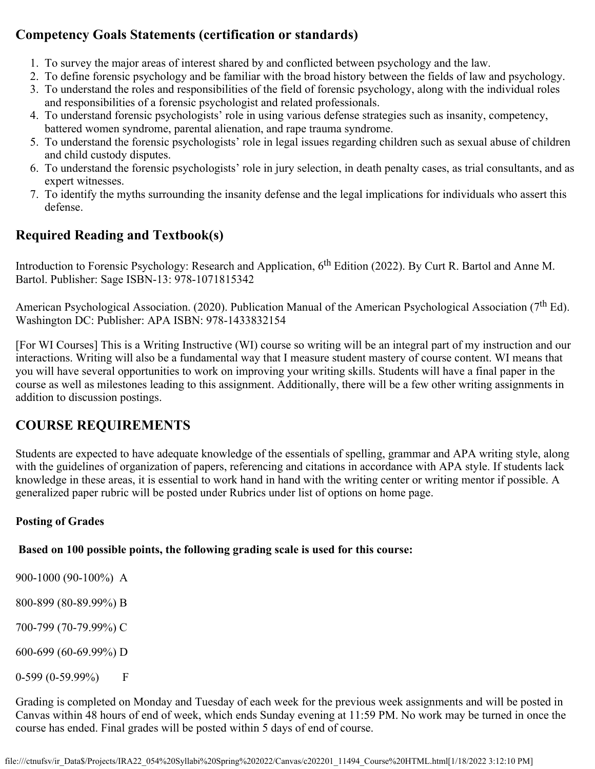## Competency Goals Statements (certification or standards)

1. To survey the major areas of interest shared by and conflicted between psychology and the law.
2. To define forensic psychology and be familiar with the broad history between the fields of law and psychology.
3. To understand the roles and responsibilities of the field of forensic psychology, along with the individual roles and responsibilities of a forensic psychologist and related professionals.
4. To understand forensic psychologists' role in using various defense strategies such as insanity, competency, battered women syndrome, parental alienation, and rape trauma syndrome.
5. To understand the forensic psychologists' role in legal issues regarding children such as sexual abuse of children and child custody disputes.
6. To understand the forensic psychologists' role in jury selection, in death penalty cases, as trial consultants, and as expert witnesses.
7. To identify the myths surrounding the insanity defense and the legal implications for individuals who assert this defense.

## Required Reading and Textbook(s)

Introduction to Forensic Psychology: Research and Application, 6th Edition (2022). By Curt R. Bartol and Anne M. Bartol. Publisher: Sage ISBN-13: 978-1071815342

American Psychological Association. (2020). Publication Manual of the American Psychological Association (7th Ed). Washington DC: Publisher: APA ISBN: 978-1433832154

[For WI Courses] This is a Writing Instructive (WI) course so writing will be an integral part of my instruction and our interactions. Writing will also be a fundamental way that I measure student mastery of course content. WI means that you will have several opportunities to work on improving your writing skills. Students will have a final paper in the course as well as milestones leading to this assignment. Additionally, there will be a few other writing assignments in addition to discussion postings.

## COURSE REQUIREMENTS

Students are expected to have adequate knowledge of the essentials of spelling, grammar and APA writing style, along with the guidelines of organization of papers, referencing and citations in accordance with APA style. If students lack knowledge in these areas, it is essential to work hand in hand with the writing center or writing mentor if possible. A generalized paper rubric will be posted under Rubrics under list of options on home page.

**Posting of Grades**

**Based on 100 possible points, the following grading scale is used for this course:**

900-1000 (90-100%) A

800-899 (80-89.99%) B

700-799 (70-79.99%) C

600-699 (60-69.99%) D

0-599 (0-59.99%) F

Grading is completed on Monday and Tuesday of each week for the previous week assignments and will be posted in Canvas within 48 hours of end of week, which ends Sunday evening at 11:59 PM. No work may be turned in once the course has ended. Final grades will be posted within 5 days of end of course.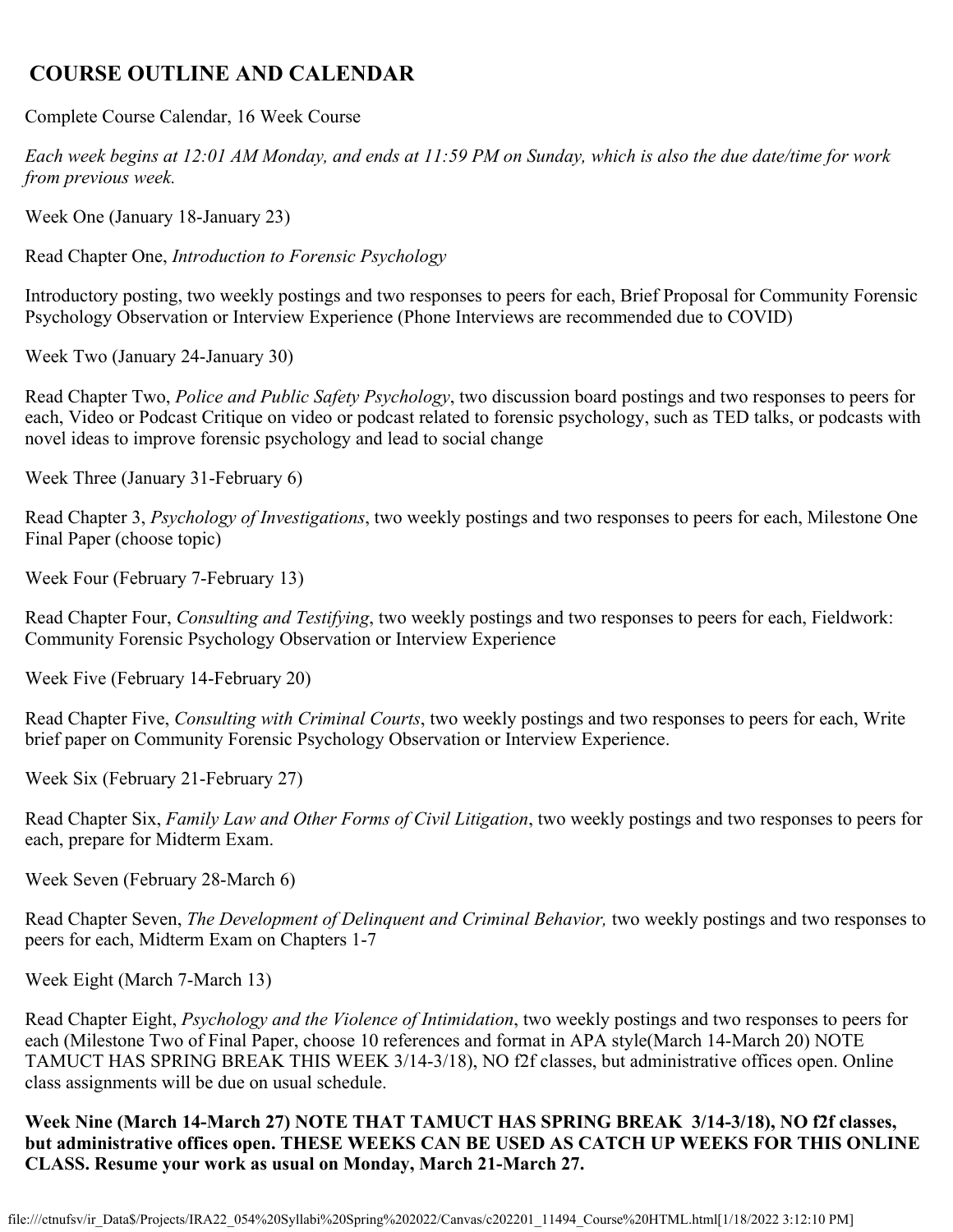## COURSE OUTLINE AND CALENDAR

Complete Course Calendar, 16 Week Course

*Each week begins at 12:01 AM Monday, and ends at 11:59 PM on Sunday, which is also the due date/time for work from previous week.*

Week One (January 18-January 23)

Read Chapter One, *Introduction to Forensic Psychology*

Introductory posting, two weekly postings and two responses to peers for each, Brief Proposal for Community Forensic Psychology Observation or Interview Experience (Phone Interviews are recommended due to COVID)

Week Two (January 24-January 30)

Read Chapter Two, *Police and Public Safety Psychology*, two discussion board postings and two responses to peers for each, Video or Podcast Critique on video or podcast related to forensic psychology, such as TED talks, or podcasts with novel ideas to improve forensic psychology and lead to social change

Week Three (January 31-February 6)

Read Chapter 3, *Psychology of Investigations*, two weekly postings and two responses to peers for each, Milestone One Final Paper (choose topic)

Week Four (February 7-February 13)

Read Chapter Four, *Consulting and Testifying*, two weekly postings and two responses to peers for each, Fieldwork: Community Forensic Psychology Observation or Interview Experience

Week Five (February 14-February 20)

Read Chapter Five, *Consulting with Criminal Courts*, two weekly postings and two responses to peers for each, Write brief paper on Community Forensic Psychology Observation or Interview Experience.

Week Six (February 21-February 27)

Read Chapter Six, *Family Law and Other Forms of Civil Litigation*, two weekly postings and two responses to peers for each, prepare for Midterm Exam.

Week Seven (February 28-March 6)

Read Chapter Seven, *The Development of Delinquent and Criminal Behavior,* two weekly postings and two responses to peers for each, Midterm Exam on Chapters 1-7

Week Eight (March 7-March 13)

Read Chapter Eight, *Psychology and the Violence of Intimidation*, two weekly postings and two responses to peers for each (Milestone Two of Final Paper, choose 10 references and format in APA style(March 14-March 20) NOTE TAMUCT HAS SPRING BREAK THIS WEEK 3/14-3/18), NO f2f classes, but administrative offices open. Online class assignments will be due on usual schedule.

**Week Nine (March 14-March 27) NOTE THAT TAMUCT HAS SPRING BREAK 3/14-3/18), NO f2f classes, but administrative offices open. THESE WEEKS CAN BE USED AS CATCH UP WEEKS FOR THIS ONLINE CLASS. Resume your work as usual on Monday, March 21-March 27.**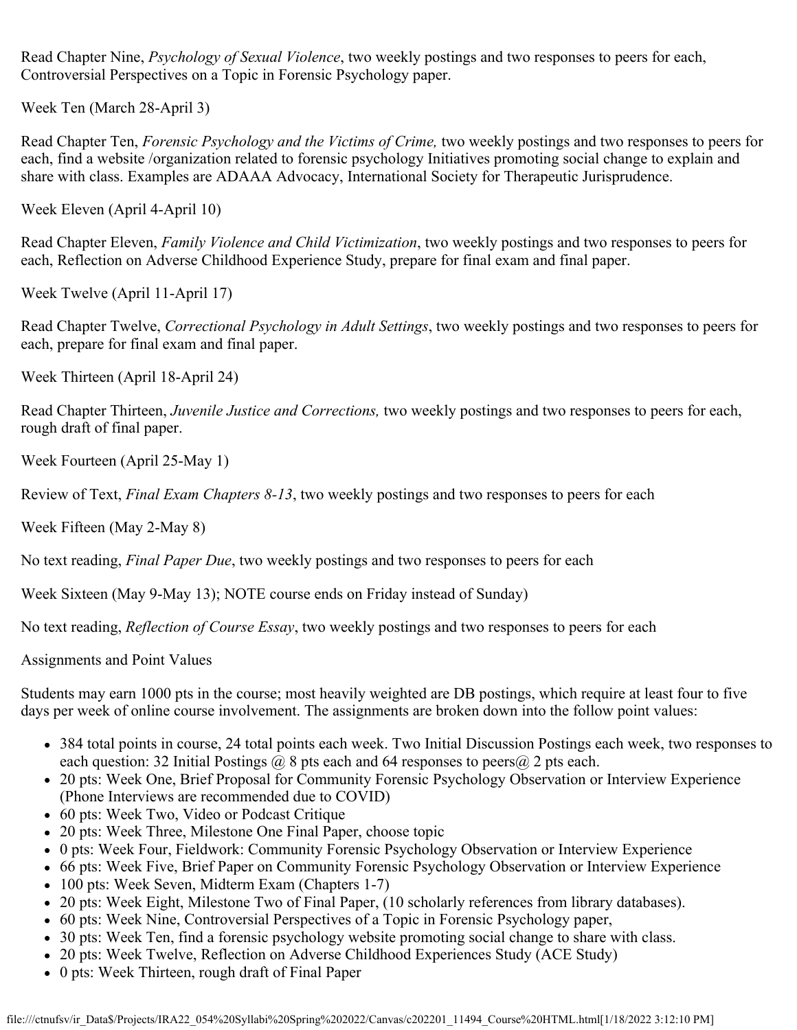Read Chapter Nine, *Psychology of Sexual Violence*, two weekly postings and two responses to peers for each, Controversial Perspectives on a Topic in Forensic Psychology paper.

Week Ten (March 28-April 3)

Read Chapter Ten, *Forensic Psychology and the Victims of Crime,* two weekly postings and two responses to peers for each, find a website /organization related to forensic psychology Initiatives promoting social change to explain and share with class. Examples are ADAAA Advocacy, International Society for Therapeutic Jurisprudence.

Week Eleven (April 4-April 10)

Read Chapter Eleven, *Family Violence and Child Victimization*, two weekly postings and two responses to peers for each, Reflection on Adverse Childhood Experience Study, prepare for final exam and final paper.

Week Twelve (April 11-April 17)

Read Chapter Twelve, *Correctional Psychology in Adult Settings*, two weekly postings and two responses to peers for each, prepare for final exam and final paper.

Week Thirteen (April 18-April 24)

Read Chapter Thirteen, *Juvenile Justice and Corrections,* two weekly postings and two responses to peers for each, rough draft of final paper.

Week Fourteen (April 25-May 1)

Review of Text, *Final Exam Chapters 8-13*, two weekly postings and two responses to peers for each

Week Fifteen (May 2-May 8)

No text reading, *Final Paper Due*, two weekly postings and two responses to peers for each

Week Sixteen (May 9-May 13); NOTE course ends on Friday instead of Sunday)

No text reading, *Reflection of Course Essay*, two weekly postings and two responses to peers for each

Assignments and Point Values

Students may earn 1000 pts in the course; most heavily weighted are DB postings, which require at least four to five days per week of online course involvement. The assignments are broken down into the follow point values:

- 384 total points in course, 24 total points each week. Two Initial Discussion Postings each week, two responses to each question: 32 Initial Postings @ 8 pts each and 64 responses to peers@ 2 pts each.
- 20 pts: Week One, Brief Proposal for Community Forensic Psychology Observation or Interview Experience (Phone Interviews are recommended due to COVID)
- 60 pts: Week Two, Video or Podcast Critique
- 20 pts: Week Three, Milestone One Final Paper, choose topic
- 0 pts: Week Four, Fieldwork: Community Forensic Psychology Observation or Interview Experience
- 66 pts: Week Five, Brief Paper on Community Forensic Psychology Observation or Interview Experience
- 100 pts: Week Seven, Midterm Exam (Chapters 1-7)
- 20 pts: Week Eight, Milestone Two of Final Paper, (10 scholarly references from library databases).
- 60 pts: Week Nine, Controversial Perspectives of a Topic in Forensic Psychology paper,
- 30 pts: Week Ten, find a forensic psychology website promoting social change to share with class.
- 20 pts: Week Twelve, Reflection on Adverse Childhood Experiences Study (ACE Study)
- 0 pts: Week Thirteen, rough draft of Final Paper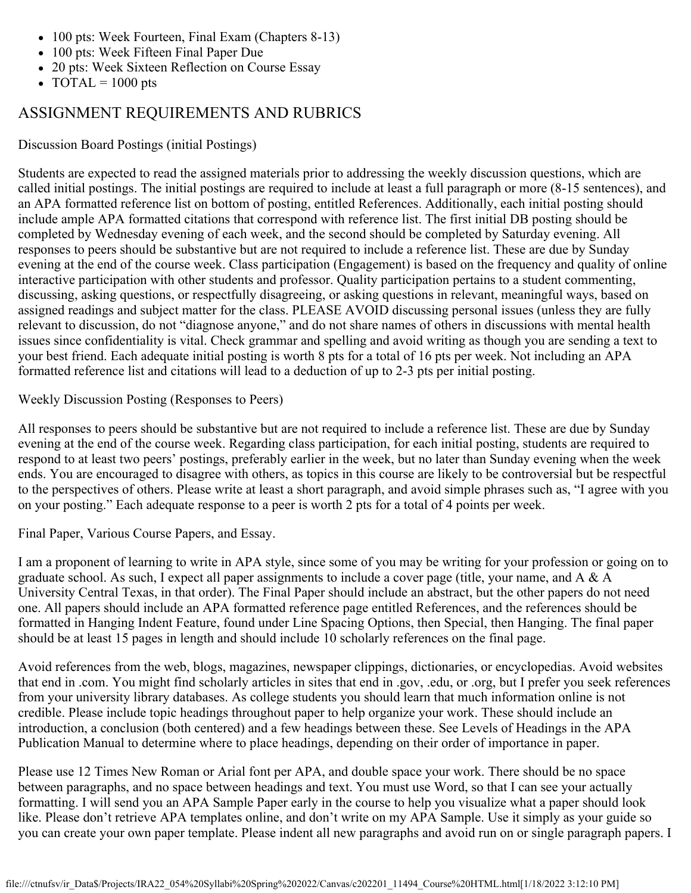- 100 pts: Week Fourteen, Final Exam (Chapters 8-13)
- 100 pts: Week Fifteen Final Paper Due
- 20 pts: Week Sixteen Reflection on Course Essay
- TOTAL = 1000 pts

## ASSIGNMENT REQUIREMENTS AND RUBRICS

Discussion Board Postings (initial Postings)

Students are expected to read the assigned materials prior to addressing the weekly discussion questions, which are called initial postings. The initial postings are required to include at least a full paragraph or more (8-15 sentences), and an APA formatted reference list on bottom of posting, entitled References. Additionally, each initial posting should include ample APA formatted citations that correspond with reference list. The first initial DB posting should be completed by Wednesday evening of each week, and the second should be completed by Saturday evening. All responses to peers should be substantive but are not required to include a reference list. These are due by Sunday evening at the end of the course week. Class participation (Engagement) is based on the frequency and quality of online interactive participation with other students and professor. Quality participation pertains to a student commenting, discussing, asking questions, or respectfully disagreeing, or asking questions in relevant, meaningful ways, based on assigned readings and subject matter for the class. PLEASE AVOID discussing personal issues (unless they are fully relevant to discussion, do not "diagnose anyone," and do not share names of others in discussions with mental health issues since confidentiality is vital. Check grammar and spelling and avoid writing as though you are sending a text to your best friend. Each adequate initial posting is worth 8 pts for a total of 16 pts per week. Not including an APA formatted reference list and citations will lead to a deduction of up to 2-3 pts per initial posting.

Weekly Discussion Posting (Responses to Peers)

All responses to peers should be substantive but are not required to include a reference list. These are due by Sunday evening at the end of the course week. Regarding class participation, for each initial posting, students are required to respond to at least two peers' postings, preferably earlier in the week, but no later than Sunday evening when the week ends. You are encouraged to disagree with others, as topics in this course are likely to be controversial but be respectful to the perspectives of others. Please write at least a short paragraph, and avoid simple phrases such as, "I agree with you on your posting." Each adequate response to a peer is worth 2 pts for a total of 4 points per week.

Final Paper, Various Course Papers, and Essay.

I am a proponent of learning to write in APA style, since some of you may be writing for your profession or going on to graduate school. As such, I expect all paper assignments to include a cover page (title, your name, and A & A University Central Texas, in that order). The Final Paper should include an abstract, but the other papers do not need one. All papers should include an APA formatted reference page entitled References, and the references should be formatted in Hanging Indent Feature, found under Line Spacing Options, then Special, then Hanging. The final paper should be at least 15 pages in length and should include 10 scholarly references on the final page.

Avoid references from the web, blogs, magazines, newspaper clippings, dictionaries, or encyclopedias. Avoid websites that end in .com. You might find scholarly articles in sites that end in .gov, .edu, or .org, but I prefer you seek references from your university library databases. As college students you should learn that much information online is not credible. Please include topic headings throughout paper to help organize your work. These should include an introduction, a conclusion (both centered) and a few headings between these. See Levels of Headings in the APA Publication Manual to determine where to place headings, depending on their order of importance in paper.

Please use 12 Times New Roman or Arial font per APA, and double space your work. There should be no space between paragraphs, and no space between headings and text. You must use Word, so that I can see your actually formatting. I will send you an APA Sample Paper early in the course to help you visualize what a paper should look like. Please don't retrieve APA templates online, and don't write on my APA Sample. Use it simply as your guide so you can create your own paper template. Please indent all new paragraphs and avoid run on or single paragraph papers. I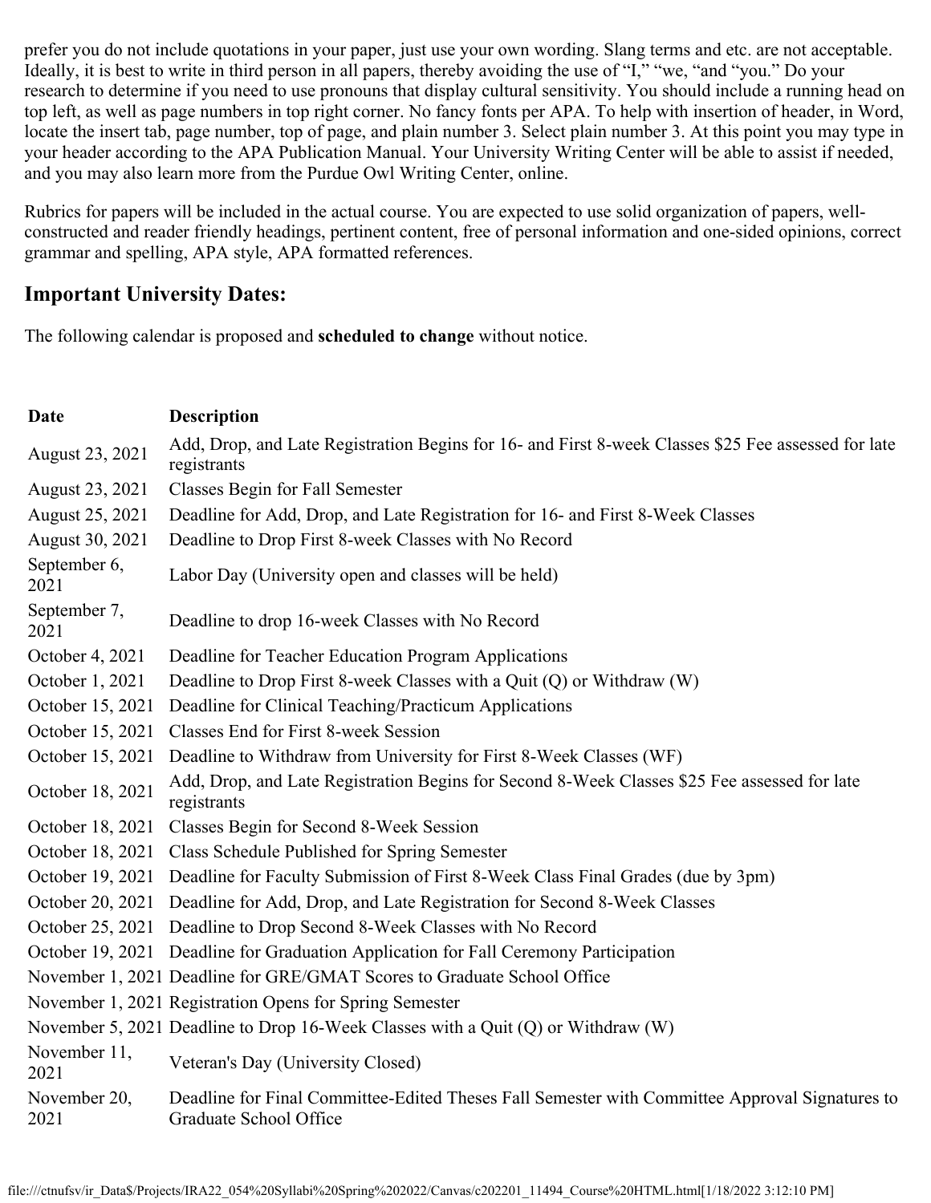prefer you do not include quotations in your paper, just use your own wording. Slang terms and etc. are not acceptable. Ideally, it is best to write in third person in all papers, thereby avoiding the use of "I," "we, "and "you." Do your research to determine if you need to use pronouns that display cultural sensitivity. You should include a running head on top left, as well as page numbers in top right corner. No fancy fonts per APA. To help with insertion of header, in Word, locate the insert tab, page number, top of page, and plain number 3. Select plain number 3. At this point you may type in your header according to the APA Publication Manual. Your University Writing Center will be able to assist if needed, and you may also learn more from the Purdue Owl Writing Center, online.

Rubrics for papers will be included in the actual course. You are expected to use solid organization of papers, well-constructed and reader friendly headings, pertinent content, free of personal information and one-sided opinions, correct grammar and spelling, APA style, APA formatted references.

## Important University Dates:

The following calendar is proposed and **scheduled to change** without notice.

| Date | Description |
|---|---|
| August 23, 2021 | Add, Drop, and Late Registration Begins for 16- and First 8-week Classes $25 Fee assessed for late registrants |
| August 23, 2021 | Classes Begin for Fall Semester |
| August 25, 2021 | Deadline for Add, Drop, and Late Registration for 16- and First 8-Week Classes |
| August 30, 2021 | Deadline to Drop First 8-week Classes with No Record |
| September 6, 2021 | Labor Day (University open and classes will be held) |
| September 7, 2021 | Deadline to drop 16-week Classes with No Record |
| October 4, 2021 | Deadline for Teacher Education Program Applications |
| October 1, 2021 | Deadline to Drop First 8-week Classes with a Quit (Q) or Withdraw (W) |
| October 15, 2021 | Deadline for Clinical Teaching/Practicum Applications |
| October 15, 2021 | Classes End for First 8-week Session |
| October 15, 2021 | Deadline to Withdraw from University for First 8-Week Classes (WF) |
| October 18, 2021 | Add, Drop, and Late Registration Begins for Second 8-Week Classes $25 Fee assessed for late registrants |
| October 18, 2021 | Classes Begin for Second 8-Week Session |
| October 18, 2021 | Class Schedule Published for Spring Semester |
| October 19, 2021 | Deadline for Faculty Submission of First 8-Week Class Final Grades (due by 3pm) |
| October 20, 2021 | Deadline for Add, Drop, and Late Registration for Second 8-Week Classes |
| October 25, 2021 | Deadline to Drop Second 8-Week Classes with No Record |
| October 19, 2021 | Deadline for Graduation Application for Fall Ceremony Participation |
| November 1, 2021 | Deadline for GRE/GMAT Scores to Graduate School Office |
| November 1, 2021 | Registration Opens for Spring Semester |
| November 5, 2021 | Deadline to Drop 16-Week Classes with a Quit (Q) or Withdraw (W) |
| November 11, 2021 | Veteran's Day (University Closed) |
| November 20, 2021 | Deadline for Final Committee-Edited Theses Fall Semester with Committee Approval Signatures to Graduate School Office |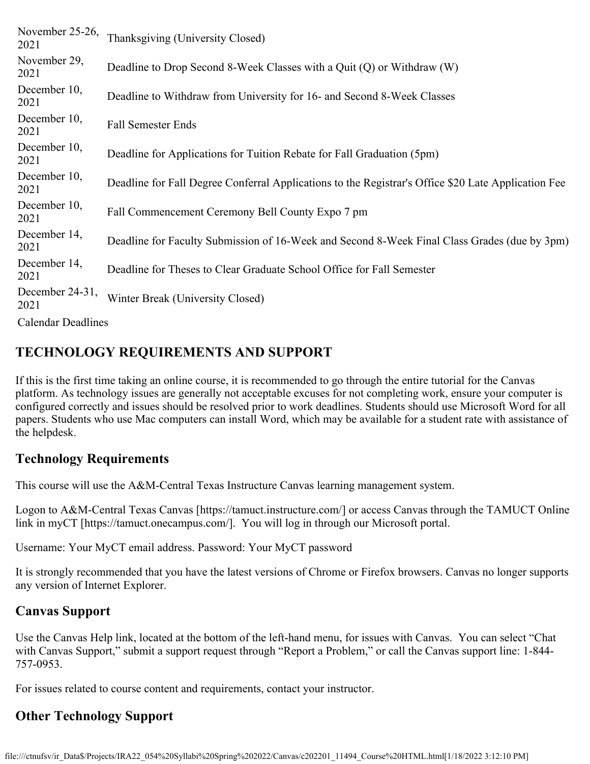| | |
|---|---|
| November 25-26, 2021 | Thanksgiving (University Closed) |
| November 29, 2021 | Deadline to Drop Second 8-Week Classes with a Quit (Q) or Withdraw (W) |
| December 10, 2021 | Deadline to Withdraw from University for 16- and Second 8-Week Classes |
| December 10, 2021 | Fall Semester Ends |
| December 10, 2021 | Deadline for Applications for Tuition Rebate for Fall Graduation (5pm) |
| December 10, 2021 | Deadline for Fall Degree Conferral Applications to the Registrar's Office $20 Late Application Fee |
| December 10, 2021 | Fall Commencement Ceremony Bell County Expo 7 pm |
| December 14, 2021 | Deadline for Faculty Submission of 16-Week and Second 8-Week Final Class Grades (due by 3pm) |
| December 14, 2021 | Deadline for Theses to Clear Graduate School Office for Fall Semester |
| December 24-31, 2021 | Winter Break (University Closed) |

Calendar Deadlines

## TECHNOLOGY REQUIREMENTS AND SUPPORT

If this is the first time taking an online course, it is recommended to go through the entire tutorial for the Canvas platform. As technology issues are generally not acceptable excuses for not completing work, ensure your computer is configured correctly and issues should be resolved prior to work deadlines. Students should use Microsoft Word for all papers. Students who use Mac computers can install Word, which may be available for a student rate with assistance of the helpdesk.

### Technology Requirements

This course will use the A&M-Central Texas Instructure Canvas learning management system.

Logon to A&M-Central Texas Canvas [https://tamuct.instructure.com/] or access Canvas through the TAMUCT Online link in myCT [https://tamuct.onecampus.com/]. You will log in through our Microsoft portal.

Username: Your MyCT email address. Password: Your MyCT password

It is strongly recommended that you have the latest versions of Chrome or Firefox browsers. Canvas no longer supports any version of Internet Explorer.

### Canvas Support

Use the Canvas Help link, located at the bottom of the left-hand menu, for issues with Canvas. You can select “Chat with Canvas Support,” submit a support request through “Report a Problem,” or call the Canvas support line: 1-844-757-0953.

For issues related to course content and requirements, contact your instructor.

### Other Technology Support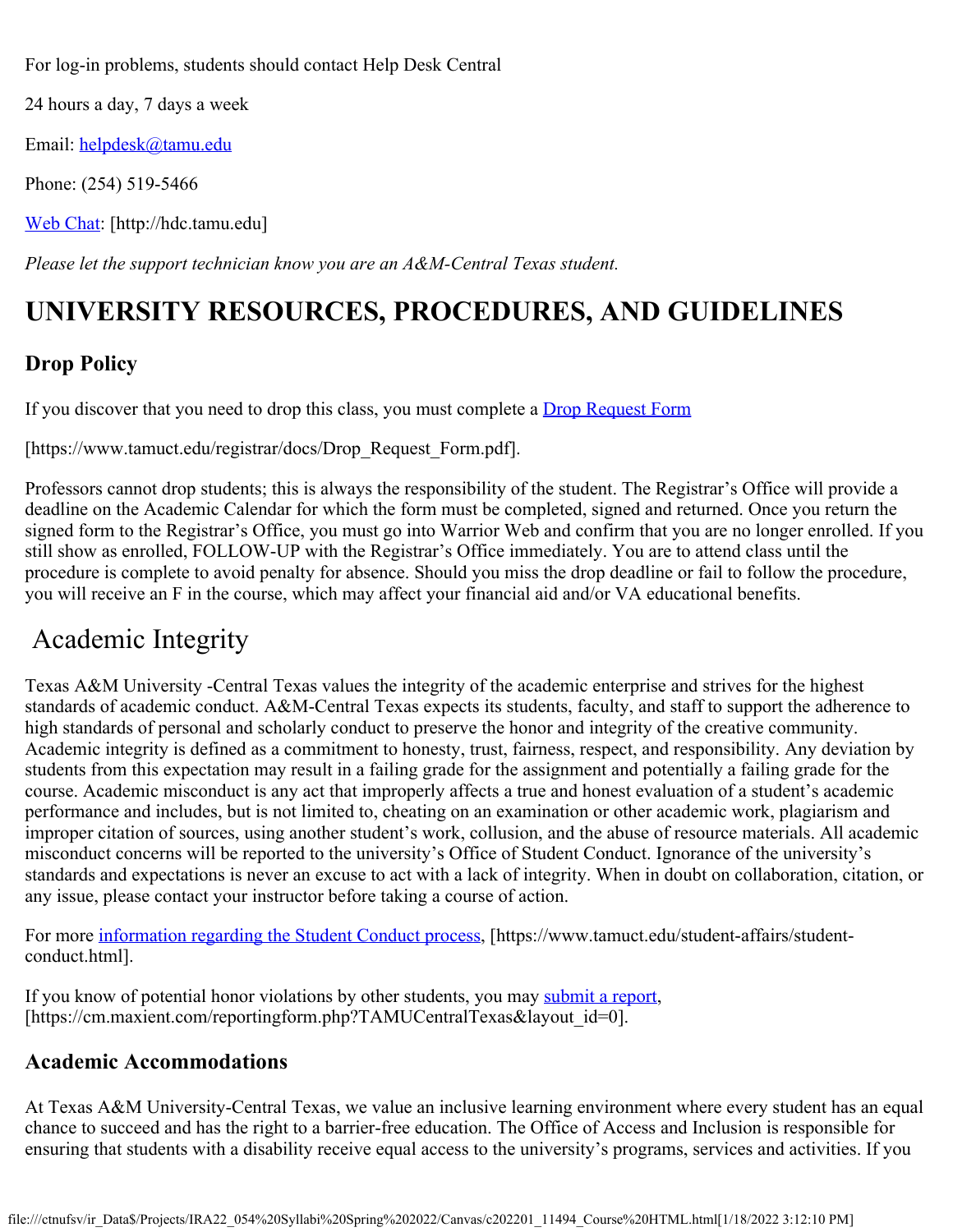For log-in problems, students should contact Help Desk Central

24 hours a day, 7 days a week

Email: helpdesk@tamu.edu

Phone: (254) 519-5466

Web Chat: [http://hdc.tamu.edu]

*Please let the support technician know you are an A&M-Central Texas student.*

# UNIVERSITY RESOURCES, PROCEDURES, AND GUIDELINES

### Drop Policy

If you discover that you need to drop this class, you must complete a Drop Request Form

[https://www.tamuct.edu/registrar/docs/Drop_Request_Form.pdf].

Professors cannot drop students; this is always the responsibility of the student. The Registrar's Office will provide a deadline on the Academic Calendar for which the form must be completed, signed and returned. Once you return the signed form to the Registrar's Office, you must go into Warrior Web and confirm that you are no longer enrolled. If you still show as enrolled, FOLLOW-UP with the Registrar's Office immediately. You are to attend class until the procedure is complete to avoid penalty for absence. Should you miss the drop deadline or fail to follow the procedure, you will receive an F in the course, which may affect your financial aid and/or VA educational benefits.

## Academic Integrity

Texas A&M University -Central Texas values the integrity of the academic enterprise and strives for the highest standards of academic conduct. A&M-Central Texas expects its students, faculty, and staff to support the adherence to high standards of personal and scholarly conduct to preserve the honor and integrity of the creative community. Academic integrity is defined as a commitment to honesty, trust, fairness, respect, and responsibility. Any deviation by students from this expectation may result in a failing grade for the assignment and potentially a failing grade for the course. Academic misconduct is any act that improperly affects a true and honest evaluation of a student's academic performance and includes, but is not limited to, cheating on an examination or other academic work, plagiarism and improper citation of sources, using another student's work, collusion, and the abuse of resource materials. All academic misconduct concerns will be reported to the university's Office of Student Conduct. Ignorance of the university's standards and expectations is never an excuse to act with a lack of integrity. When in doubt on collaboration, citation, or any issue, please contact your instructor before taking a course of action.

For more information regarding the Student Conduct process, [https://www.tamuct.edu/student-affairs/student-conduct.html].

If you know of potential honor violations by other students, you may submit a report, [https://cm.maxient.com/reportingform.php?TAMUCentralTexas&layout_id=0].

### Academic Accommodations

At Texas A&M University-Central Texas, we value an inclusive learning environment where every student has an equal chance to succeed and has the right to a barrier-free education. The Office of Access and Inclusion is responsible for ensuring that students with a disability receive equal access to the university's programs, services and activities. If you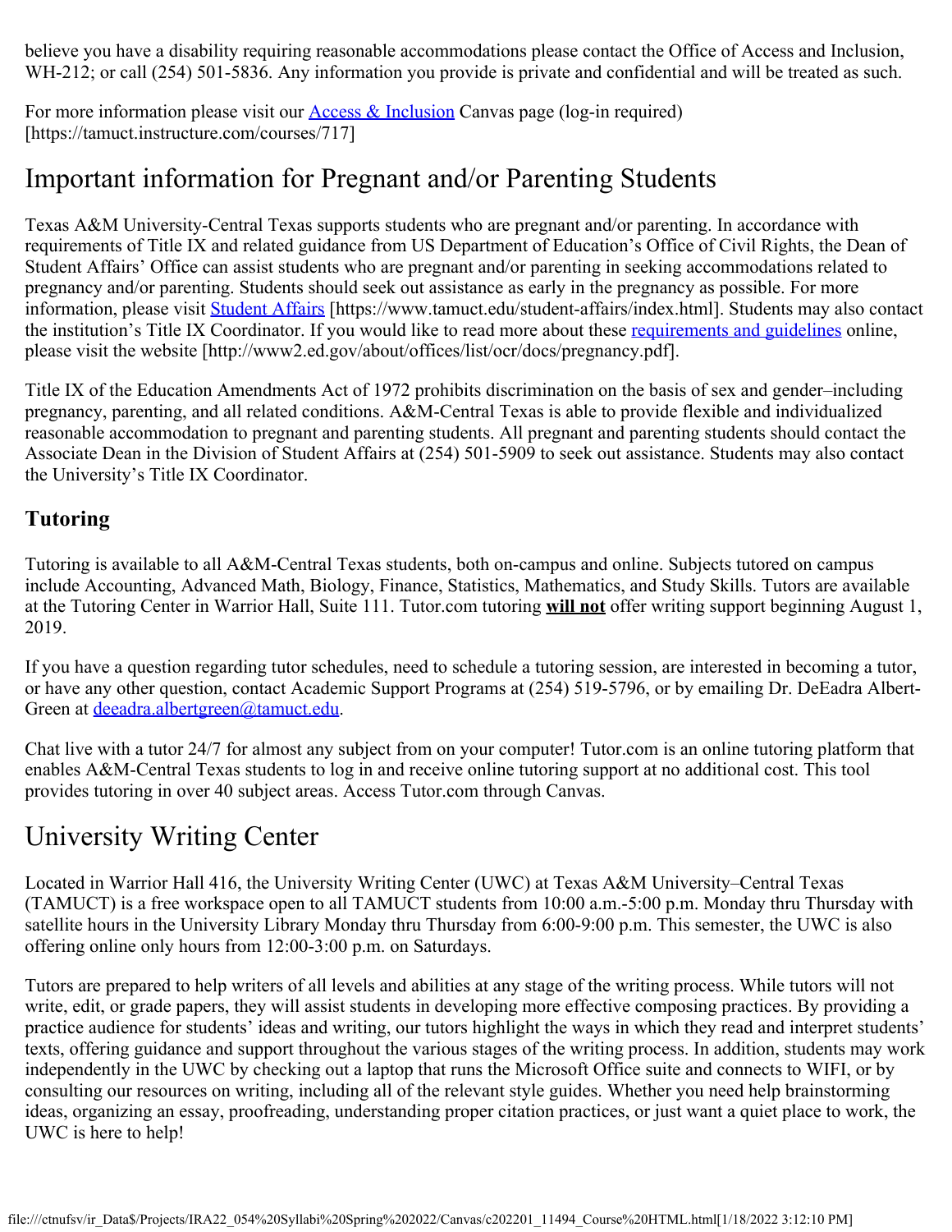believe you have a disability requiring reasonable accommodations please contact the Office of Access and Inclusion, WH-212; or call (254) 501-5836. Any information you provide is private and confidential and will be treated as such.

For more information please visit our [Access & Inclusion](https://tamuct.instructure.com/courses/717) Canvas page (log-in required) [https://tamuct.instructure.com/courses/717]

# Important information for Pregnant and/or Parenting Students

Texas A&M University-Central Texas supports students who are pregnant and/or parenting. In accordance with requirements of Title IX and related guidance from US Department of Education's Office of Civil Rights, the Dean of Student Affairs' Office can assist students who are pregnant and/or parenting in seeking accommodations related to pregnancy and/or parenting. Students should seek out assistance as early in the pregnancy as possible. For more information, please visit [Student Affairs](https://www.tamuct.edu/student-affairs/index.html) [https://www.tamuct.edu/student-affairs/index.html]. Students may also contact the institution's Title IX Coordinator. If you would like to read more about these [requirements and guidelines](http://www2.ed.gov/about/offices/list/ocr/docs/pregnancy.pdf) online, please visit the website [http://www2.ed.gov/about/offices/list/ocr/docs/pregnancy.pdf].

Title IX of the Education Amendments Act of 1972 prohibits discrimination on the basis of sex and gender–including pregnancy, parenting, and all related conditions. A&M-Central Texas is able to provide flexible and individualized reasonable accommodation to pregnant and parenting students. All pregnant and parenting students should contact the Associate Dean in the Division of Student Affairs at (254) 501-5909 to seek out assistance. Students may also contact the University's Title IX Coordinator.

### Tutoring

Tutoring is available to all A&M-Central Texas students, both on-campus and online. Subjects tutored on campus include Accounting, Advanced Math, Biology, Finance, Statistics, Mathematics, and Study Skills. Tutors are available at the Tutoring Center in Warrior Hall, Suite 111. Tutor.com tutoring **will not** offer writing support beginning August 1, 2019.

If you have a question regarding tutor schedules, need to schedule a tutoring session, are interested in becoming a tutor, or have any other question, contact Academic Support Programs at (254) 519-5796, or by emailing Dr. DeEadra Albert-Green at [deeadra.albertgreen@tamuct.edu](mailto:deeadra.albertgreen@tamuct.edu).

Chat live with a tutor 24/7 for almost any subject from on your computer! Tutor.com is an online tutoring platform that enables A&M-Central Texas students to log in and receive online tutoring support at no additional cost. This tool provides tutoring in over 40 subject areas. Access Tutor.com through Canvas.

# University Writing Center

Located in Warrior Hall 416, the University Writing Center (UWC) at Texas A&M University–Central Texas (TAMUCT) is a free workspace open to all TAMUCT students from 10:00 a.m.-5:00 p.m. Monday thru Thursday with satellite hours in the University Library Monday thru Thursday from 6:00-9:00 p.m. This semester, the UWC is also offering online only hours from 12:00-3:00 p.m. on Saturdays.

Tutors are prepared to help writers of all levels and abilities at any stage of the writing process. While tutors will not write, edit, or grade papers, they will assist students in developing more effective composing practices. By providing a practice audience for students' ideas and writing, our tutors highlight the ways in which they read and interpret students' texts, offering guidance and support throughout the various stages of the writing process. In addition, students may work independently in the UWC by checking out a laptop that runs the Microsoft Office suite and connects to WIFI, or by consulting our resources on writing, including all of the relevant style guides. Whether you need help brainstorming ideas, organizing an essay, proofreading, understanding proper citation practices, or just want a quiet place to work, the UWC is here to help!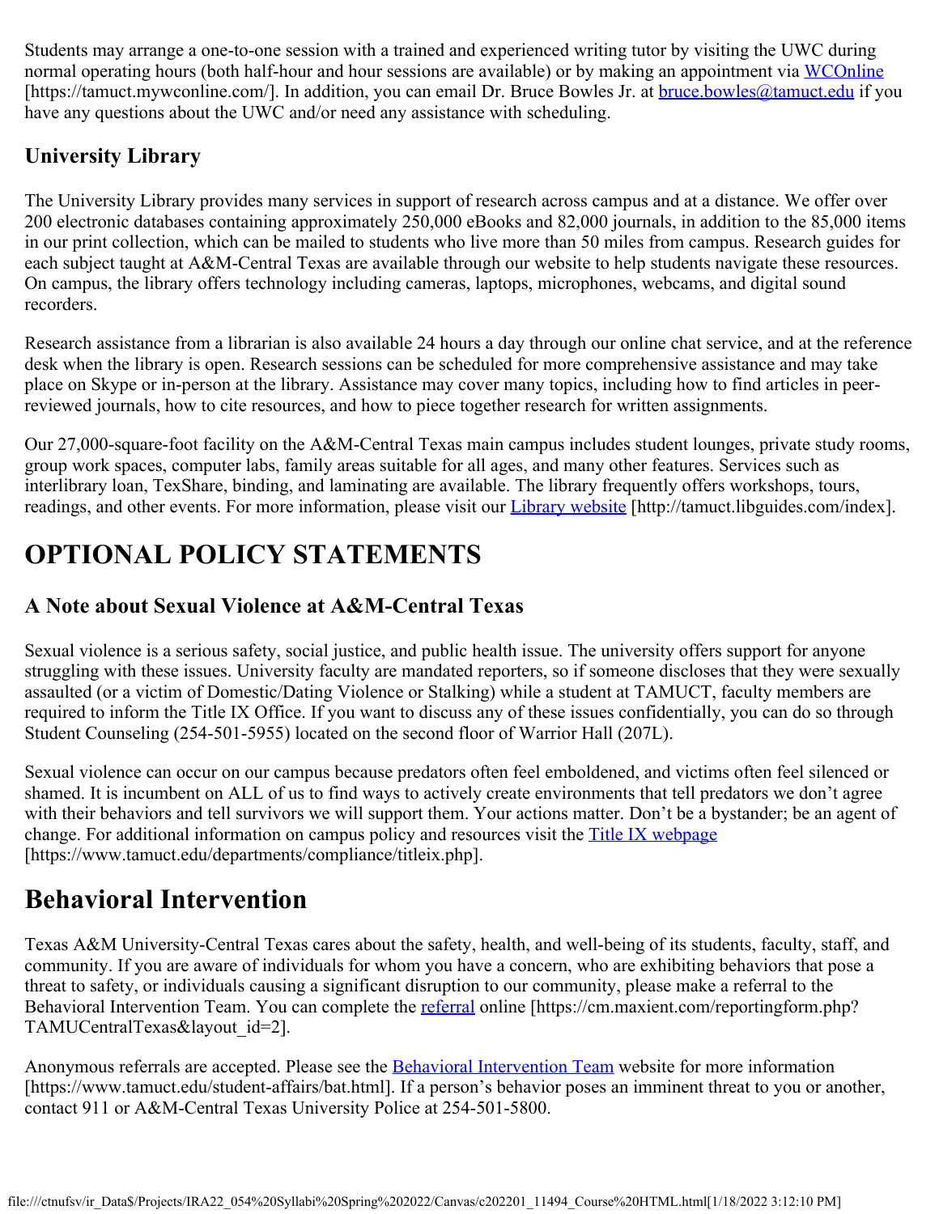Students may arrange a one-to-one session with a trained and experienced writing tutor by visiting the UWC during normal operating hours (both half-hour and hour sessions are available) or by making an appointment via [WCOnline](https://tamuct.mywconline.com/) [https://tamuct.mywconline.com/]. In addition, you can email Dr. Bruce Bowles Jr. at [bruce.bowles@tamuct.edu](mailto:bruce.bowles@tamuct.edu) if you have any questions about the UWC and/or need any assistance with scheduling.

### University Library

The University Library provides many services in support of research across campus and at a distance. We offer over 200 electronic databases containing approximately 250,000 eBooks and 82,000 journals, in addition to the 85,000 items in our print collection, which can be mailed to students who live more than 50 miles from campus. Research guides for each subject taught at A&M-Central Texas are available through our website to help students navigate these resources. On campus, the library offers technology including cameras, laptops, microphones, webcams, and digital sound recorders.

Research assistance from a librarian is also available 24 hours a day through our online chat service, and at the reference desk when the library is open. Research sessions can be scheduled for more comprehensive assistance and may take place on Skype or in-person at the library. Assistance may cover many topics, including how to find articles in peer-reviewed journals, how to cite resources, and how to piece together research for written assignments.

Our 27,000-square-foot facility on the A&M-Central Texas main campus includes student lounges, private study rooms, group work spaces, computer labs, family areas suitable for all ages, and many other features. Services such as interlibrary loan, TexShare, binding, and laminating are available. The library frequently offers workshops, tours, readings, and other events. For more information, please visit our [Library website](http://tamuct.libguides.com/index) [http://tamuct.libguides.com/index].

# OPTIONAL POLICY STATEMENTS

### A Note about Sexual Violence at A&M-Central Texas

Sexual violence is a serious safety, social justice, and public health issue. The university offers support for anyone struggling with these issues. University faculty are mandated reporters, so if someone discloses that they were sexually assaulted (or a victim of Domestic/Dating Violence or Stalking) while a student at TAMUCT, faculty members are required to inform the Title IX Office. If you want to discuss any of these issues confidentially, you can do so through Student Counseling (254-501-5955) located on the second floor of Warrior Hall (207L).

Sexual violence can occur on our campus because predators often feel emboldened, and victims often feel silenced or shamed. It is incumbent on ALL of us to find ways to actively create environments that tell predators we don't agree with their behaviors and tell survivors we will support them. Your actions matter. Don't be a bystander; be an agent of change. For additional information on campus policy and resources visit the [Title IX webpage](https://www.tamuct.edu/departments/compliance/titleix.php) [https://www.tamuct.edu/departments/compliance/titleix.php].

## Behavioral Intervention

Texas A&M University-Central Texas cares about the safety, health, and well-being of its students, faculty, staff, and community. If you are aware of individuals for whom you have a concern, who are exhibiting behaviors that pose a threat to safety, or individuals causing a significant disruption to our community, please make a referral to the Behavioral Intervention Team. You can complete the [referral](https://cm.maxient.com/reportingform.php?TAMUCentralTexas&layout_id=2) online [https://cm.maxient.com/reportingform.php?TAMUCentralTexas&layout_id=2].

Anonymous referrals are accepted. Please see the [Behavioral Intervention Team](https://www.tamuct.edu/student-affairs/bat.html) website for more information [https://www.tamuct.edu/student-affairs/bat.html]. If a person's behavior poses an imminent threat to you or another, contact 911 or A&M-Central Texas University Police at 254-501-5800.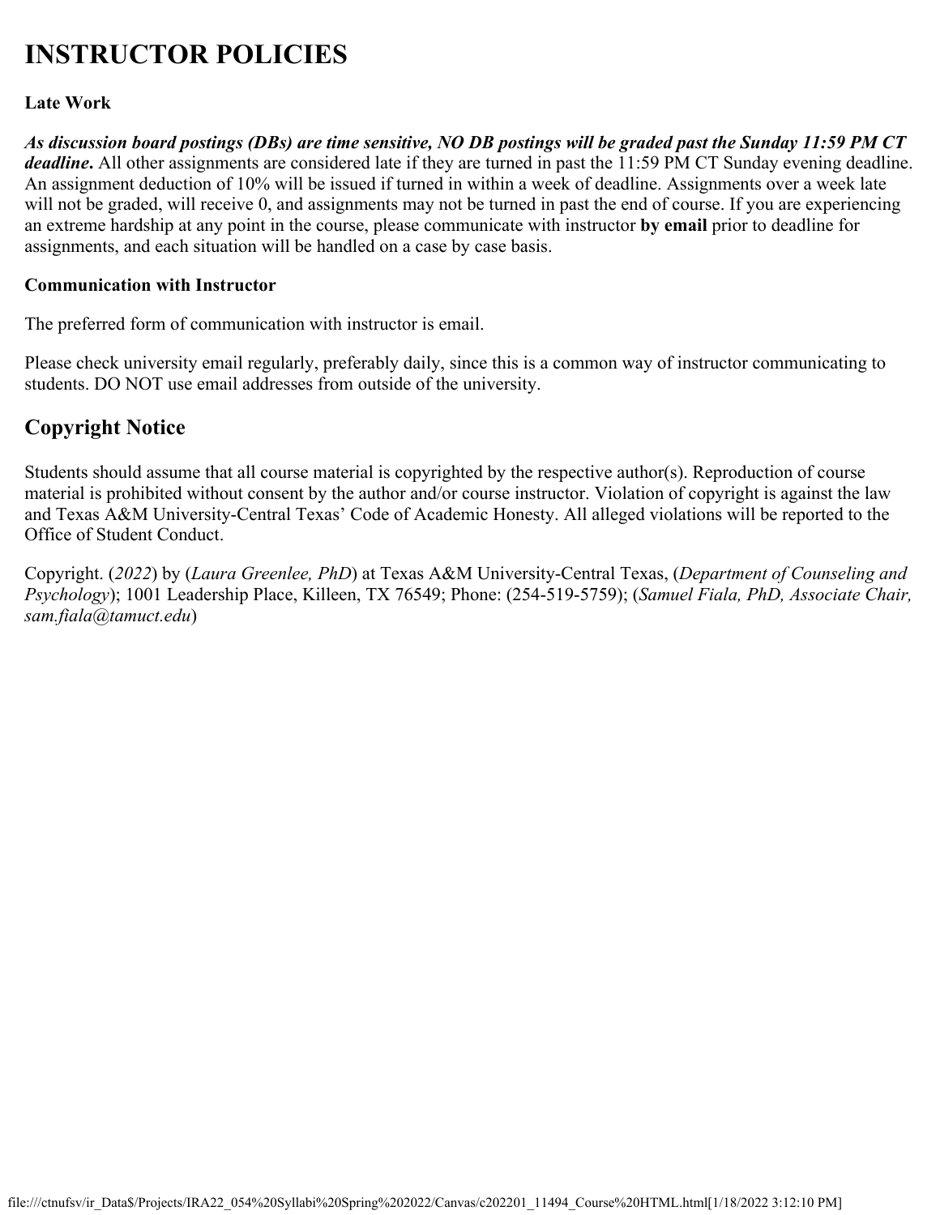# INSTRUCTOR POLICIES

**Late Work**

***As discussion board postings (DBs) are time sensitive, NO DB postings will be graded past the Sunday 11:59 PM CT deadline.*** All other assignments are considered late if they are turned in past the 11:59 PM CT Sunday evening deadline. An assignment deduction of 10% will be issued if turned in within a week of deadline. Assignments over a week late will not be graded, will receive 0, and assignments may not be turned in past the end of course. If you are experiencing an extreme hardship at any point in the course, please communicate with instructor **by email** prior to deadline for assignments, and each situation will be handled on a case by case basis.

**Communication with Instructor**

The preferred form of communication with instructor is email.

Please check university email regularly, preferably daily, since this is a common way of instructor communicating to students. DO NOT use email addresses from outside of the university.

## Copyright Notice

Students should assume that all course material is copyrighted by the respective author(s). Reproduction of course material is prohibited without consent by the author and/or course instructor. Violation of copyright is against the law and Texas A&M University-Central Texas' Code of Academic Honesty. All alleged violations will be reported to the Office of Student Conduct.

Copyright. (*2022*) by (*Laura Greenlee, PhD*) at Texas A&M University-Central Texas, (*Department of Counseling and Psychology*); 1001 Leadership Place, Killeen, TX 76549; Phone: (254-519-5759); (*Samuel Fiala, PhD, Associate Chair, sam.fiala@tamuct.edu*)